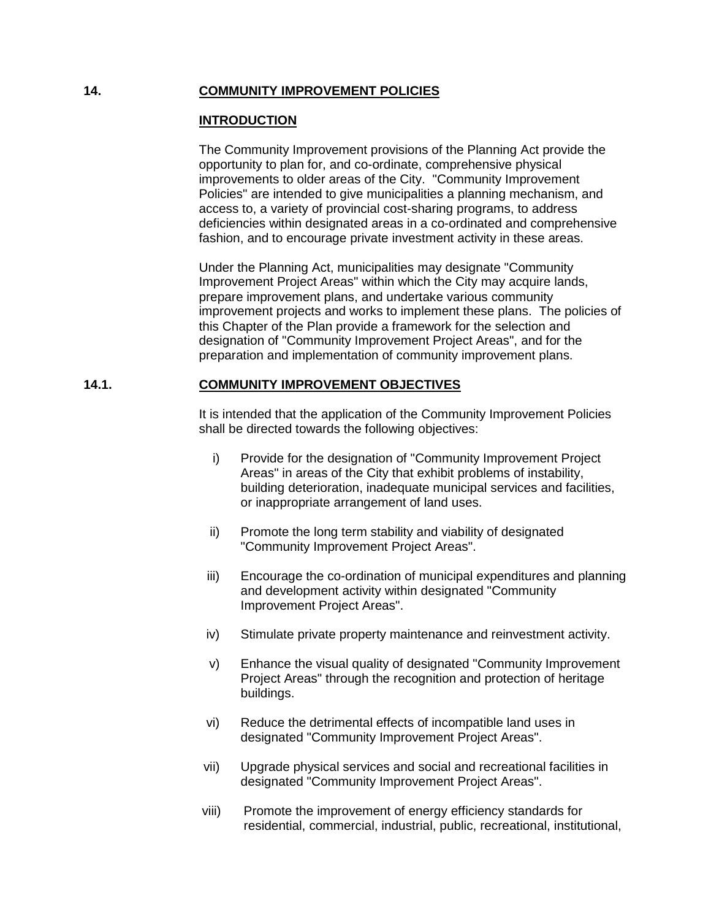## 14. COMMUNITY IMPROVEMENT POLICIES

### INTRODUCTION

The Community Improvement provisions of the Planning Act provide the opportunity to plan for, and co-ordinate, comprehensive physical improvements to older areas of the City. "Community Improvement Policies" are intended to give municipalities a planning mechanism, and access to, a variety of provincial cost-sharing programs, to address deficiencies within designated areas in a co-ordinated and comprehensive fashion, and to encourage private investment activity in these areas.

Under the Planning Act, municipalities may designate "Community Improvement Project Areas" within which the City may acquire lands, prepare improvement plans, and undertake various community improvement projects and works to implement these plans. The policies of this Chapter of the Plan provide a framework for the selection and designation of "Community Improvement Project Areas", and for the preparation and implementation of community improvement plans.

## 14.1. COMMUNITY IMPROVEMENT OBJECTIVES

It is intended that the application of the Community Improvement Policies shall be directed towards the following objectives:

i) Provide for the designation of "Community Improvement Project Areas" in areas of the City that exhibit problems of instability, building deterioration, inadequate municipal services and facilities, or inappropriate arrangement of land uses.

ii) Promote the long term stability and viability of designated "Community Improvement Project Areas".

iii) Encourage the co-ordination of municipal expenditures and planning and development activity within designated "Community Improvement Project Areas".

iv) Stimulate private property maintenance and reinvestment activity.

v) Enhance the visual quality of designated "Community Improvement Project Areas" through the recognition and protection of heritage buildings.

vi) Reduce the detrimental effects of incompatible land uses in designated "Community Improvement Project Areas".

vii) Upgrade physical services and social and recreational facilities in designated "Community Improvement Project Areas".

viii) Promote the improvement of energy efficiency standards for residential, commercial, industrial, public, recreational, institutional,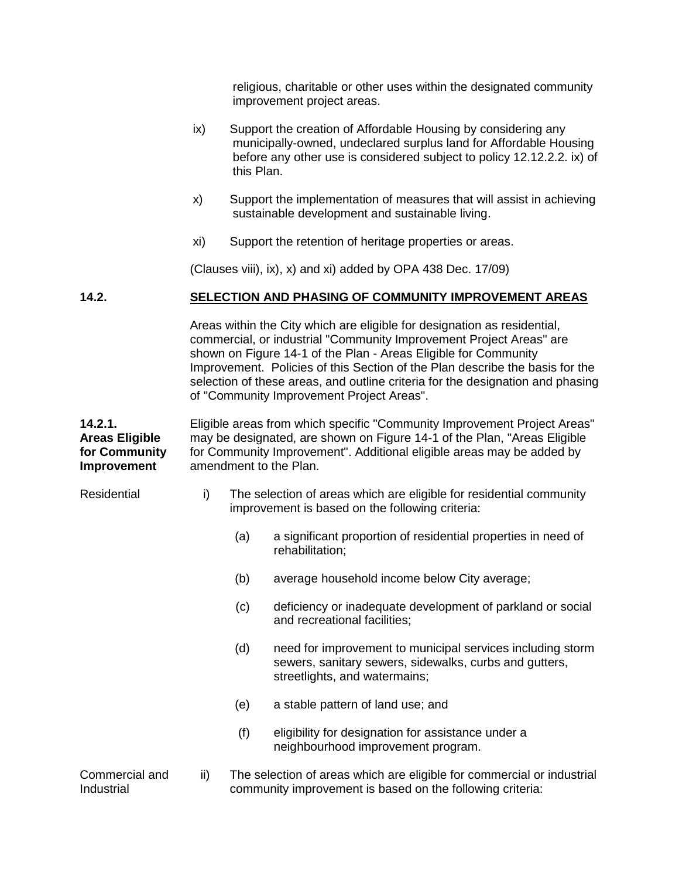religious, charitable or other uses within the designated community improvement project areas.

ix) Support the creation of Affordable Housing by considering any municipally-owned, undeclared surplus land for Affordable Housing before any other use is considered subject to policy 12.12.2.2. ix) of this Plan.

x) Support the implementation of measures that will assist in achieving sustainable development and sustainable living.

xi) Support the retention of heritage properties or areas.

(Clauses viii), ix), x) and xi) added by OPA 438 Dec. 17/09)

## 14.2. SELECTION AND PHASING OF COMMUNITY IMPROVEMENT AREAS

Areas within the City which are eligible for designation as residential, commercial, or industrial "Community Improvement Project Areas" are shown on Figure 14-1 of the Plan - Areas Eligible for Community Improvement. Policies of this Section of the Plan describe the basis for the selection of these areas, and outline criteria for the designation and phasing of "Community Improvement Project Areas".

**14.2.1. Areas Eligible for Community Improvement**

Eligible areas from which specific "Community Improvement Project Areas" may be designated, are shown on Figure 14-1 of the Plan, "Areas Eligible for Community Improvement". Additional eligible areas may be added by amendment to the Plan.

Residential

i) The selection of areas which are eligible for residential community improvement is based on the following criteria:

(a) a significant proportion of residential properties in need of rehabilitation;

(b) average household income below City average;

(c) deficiency or inadequate development of parkland or social and recreational facilities;

(d) need for improvement to municipal services including storm sewers, sanitary sewers, sidewalks, curbs and gutters, streetlights, and watermains;

(e) a stable pattern of land use; and

(f) eligibility for designation for assistance under a neighbourhood improvement program.

Commercial and Industrial

ii) The selection of areas which are eligible for commercial or industrial community improvement is based on the following criteria: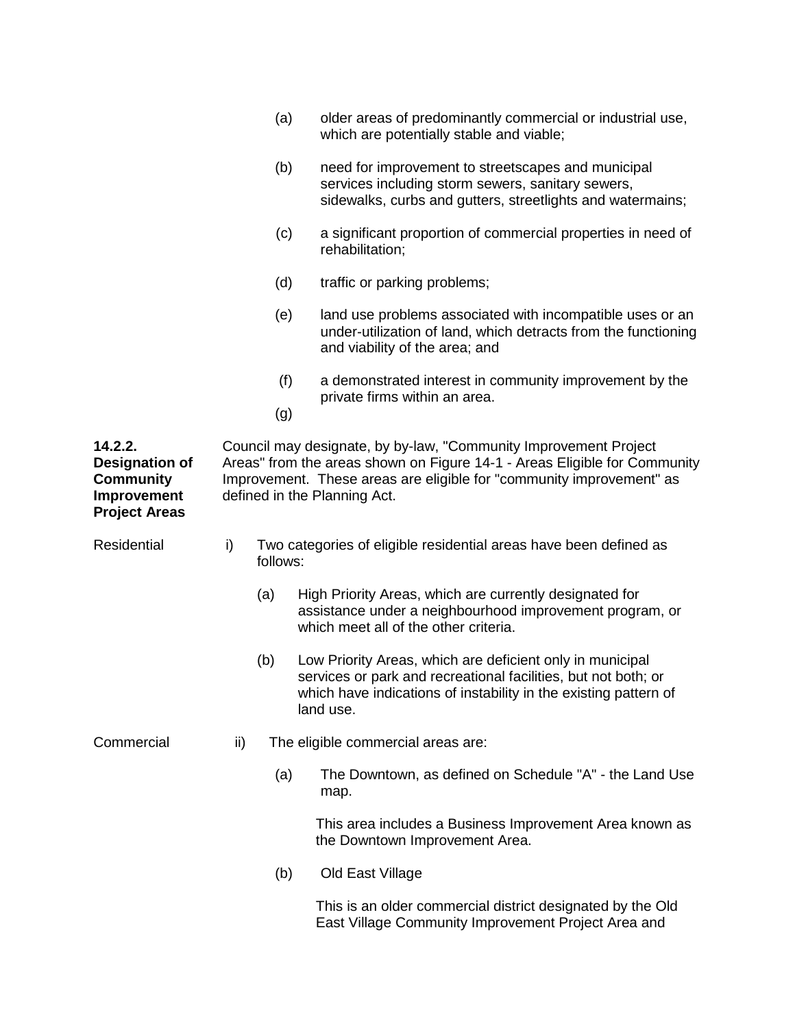(a) older areas of predominantly commercial or industrial use, which are potentially stable and viable;

(b) need for improvement to streetscapes and municipal services including storm sewers, sanitary sewers, sidewalks, curbs and gutters, streetlights and watermains;

(c) a significant proportion of commercial properties in need of rehabilitation;

(d) traffic or parking problems;

(e) land use problems associated with incompatible uses or an under-utilization of land, which detracts from the functioning and viability of the area; and

(f) a demonstrated interest in community improvement by the private firms within an area.

(g)

**14.2.2. Designation of Community Improvement Project Areas**

Council may designate, by by-law, "Community Improvement Project Areas" from the areas shown on Figure 14-1 - Areas Eligible for Community Improvement. These areas are eligible for "community improvement" as defined in the Planning Act.

Residential

i) Two categories of eligible residential areas have been defined as follows:

(a) High Priority Areas, which are currently designated for assistance under a neighbourhood improvement program, or which meet all of the other criteria.

(b) Low Priority Areas, which are deficient only in municipal services or park and recreational facilities, but not both; or which have indications of instability in the existing pattern of land use.

Commercial

ii) The eligible commercial areas are:

(a) The Downtown, as defined on Schedule "A" - the Land Use map.

This area includes a Business Improvement Area known as the Downtown Improvement Area.

(b) Old East Village

This is an older commercial district designated by the Old East Village Community Improvement Project Area and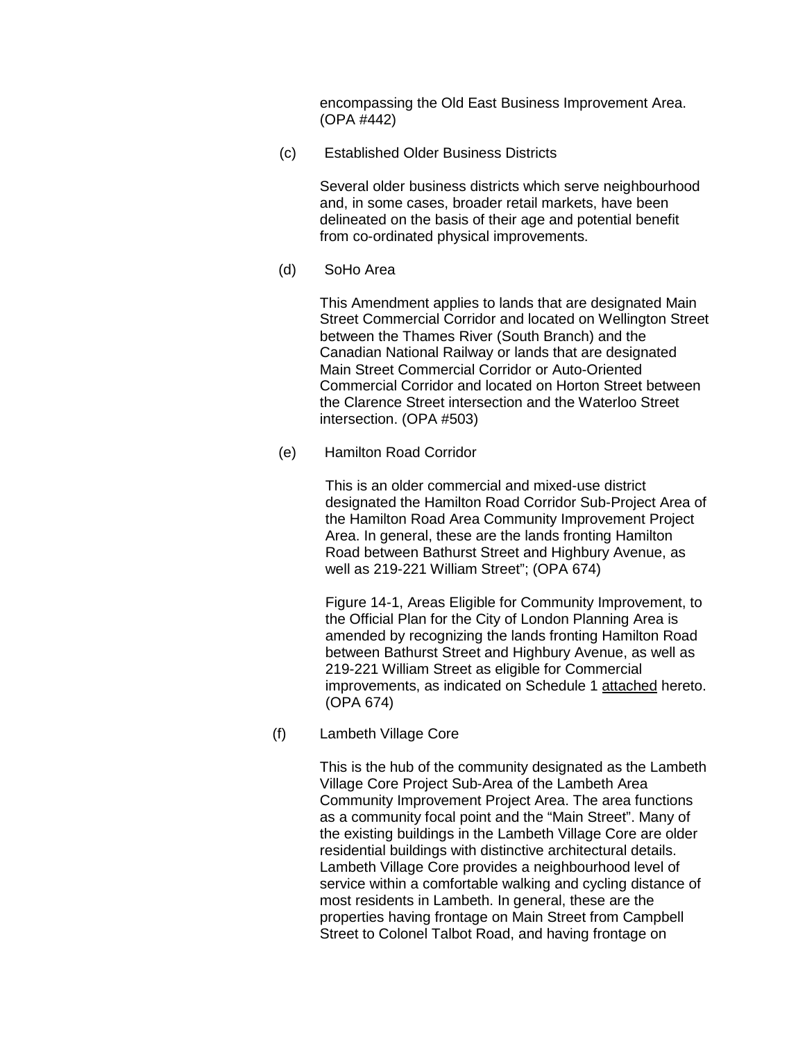encompassing the Old East Business Improvement Area. (OPA #442)

(c) Established Older Business Districts

Several older business districts which serve neighbourhood and, in some cases, broader retail markets, have been delineated on the basis of their age and potential benefit from co-ordinated physical improvements.

(d) SoHo Area

This Amendment applies to lands that are designated Main Street Commercial Corridor and located on Wellington Street between the Thames River (South Branch) and the Canadian National Railway or lands that are designated Main Street Commercial Corridor or Auto-Oriented Commercial Corridor and located on Horton Street between the Clarence Street intersection and the Waterloo Street intersection. (OPA #503)

(e) Hamilton Road Corridor

This is an older commercial and mixed-use district designated the Hamilton Road Corridor Sub-Project Area of the Hamilton Road Area Community Improvement Project Area. In general, these are the lands fronting Hamilton Road between Bathurst Street and Highbury Avenue, as well as 219-221 William Street"; (OPA 674)

Figure 14-1, Areas Eligible for Community Improvement, to the Official Plan for the City of London Planning Area is amended by recognizing the lands fronting Hamilton Road between Bathurst Street and Highbury Avenue, as well as 219-221 William Street as eligible for Commercial improvements, as indicated on Schedule 1 attached hereto. (OPA 674)

(f) Lambeth Village Core

This is the hub of the community designated as the Lambeth Village Core Project Sub-Area of the Lambeth Area Community Improvement Project Area. The area functions as a community focal point and the "Main Street". Many of the existing buildings in the Lambeth Village Core are older residential buildings with distinctive architectural details. Lambeth Village Core provides a neighbourhood level of service within a comfortable walking and cycling distance of most residents in Lambeth. In general, these are the properties having frontage on Main Street from Campbell Street to Colonel Talbot Road, and having frontage on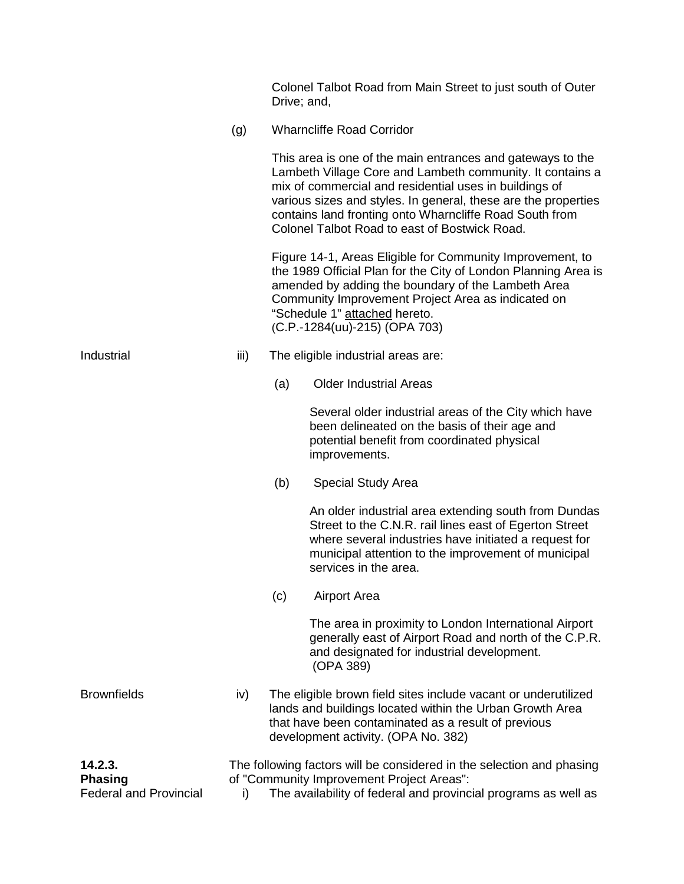Colonel Talbot Road from Main Street to just south of Outer Drive; and,

(g) Wharncliffe Road Corridor

This area is one of the main entrances and gateways to the Lambeth Village Core and Lambeth community. It contains a mix of commercial and residential uses in buildings of various sizes and styles. In general, these are the properties contains land fronting onto Wharncliffe Road South from Colonel Talbot Road to east of Bostwick Road.

Figure 14-1, Areas Eligible for Community Improvement, to the 1989 Official Plan for the City of London Planning Area is amended by adding the boundary of the Lambeth Area Community Improvement Project Area as indicated on "Schedule 1" attached hereto.
(C.P.-1284(uu)-215) (OPA 703)

Industrial

iii) The eligible industrial areas are:

(a) Older Industrial Areas

Several older industrial areas of the City which have been delineated on the basis of their age and potential benefit from coordinated physical improvements.

(b) Special Study Area

An older industrial area extending south from Dundas Street to the C.N.R. rail lines east of Egerton Street where several industries have initiated a request for municipal attention to the improvement of municipal services in the area.

(c) Airport Area

The area in proximity to London International Airport generally east of Airport Road and north of the C.P.R. and designated for industrial development.
(OPA 389)

Brownfields

iv) The eligible brown field sites include vacant or underutilized lands and buildings located within the Urban Growth Area that have been contaminated as a result of previous development activity. (OPA No. 382)

**14.2.3.**
**Phasing**

The following factors will be considered in the selection and phasing of "Community Improvement Project Areas":

Federal and Provincial

i) The availability of federal and provincial programs as well as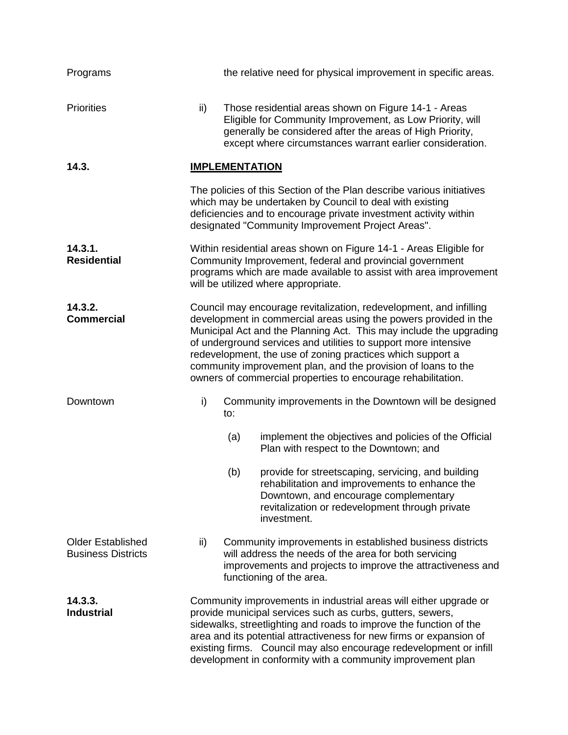Programs

the relative need for physical improvement in specific areas.

Priorities

ii) Those residential areas shown on Figure 14-1 - Areas Eligible for Community Improvement, as Low Priority, will generally be considered after the areas of High Priority, except where circumstances warrant earlier consideration.

## 14.3. IMPLEMENTATION

The policies of this Section of the Plan describe various initiatives which may be undertaken by Council to deal with existing deficiencies and to encourage private investment activity within designated "Community Improvement Project Areas".

### 14.3.1. Residential

Within residential areas shown on Figure 14-1 - Areas Eligible for Community Improvement, federal and provincial government programs which are made available to assist with area improvement will be utilized where appropriate.

### 14.3.2. Commercial

Council may encourage revitalization, redevelopment, and infilling development in commercial areas using the powers provided in the Municipal Act and the Planning Act. This may include the upgrading of underground services and utilities to support more intensive redevelopment, the use of zoning practices which support a community improvement plan, and the provision of loans to the owners of commercial properties to encourage rehabilitation.

Downtown

i) Community improvements in the Downtown will be designed to:

(a) implement the objectives and policies of the Official Plan with respect to the Downtown; and

(b) provide for streetscaping, servicing, and building rehabilitation and improvements to enhance the Downtown, and encourage complementary revitalization or redevelopment through private investment.

Older Established Business Districts

ii) Community improvements in established business districts will address the needs of the area for both servicing improvements and projects to improve the attractiveness and functioning of the area.

### 14.3.3. Industrial

Community improvements in industrial areas will either upgrade or provide municipal services such as curbs, gutters, sewers, sidewalks, streetlighting and roads to improve the function of the area and its potential attractiveness for new firms or expansion of existing firms. Council may also encourage redevelopment or infill development in conformity with a community improvement plan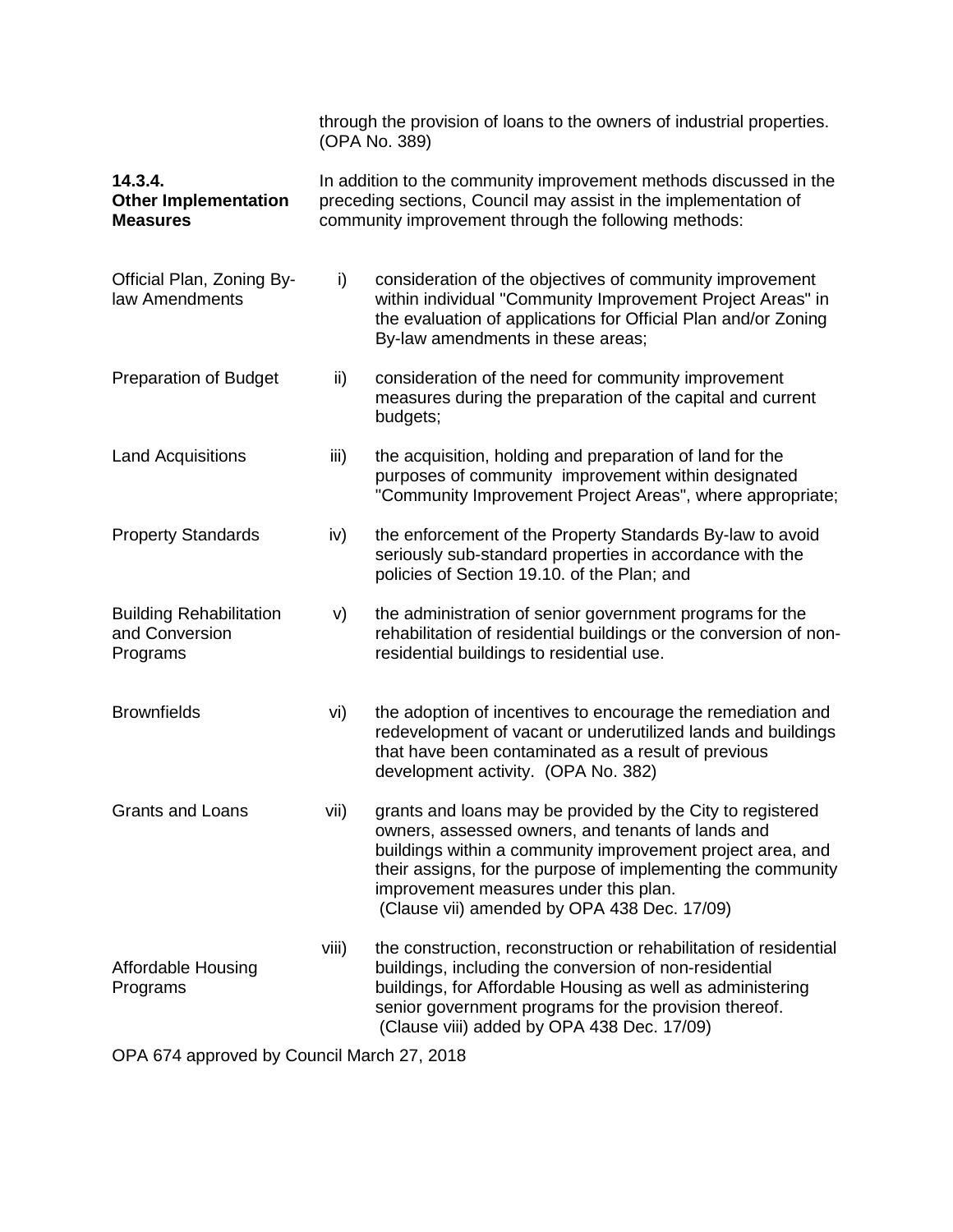through the provision of loans to the owners of industrial properties. (OPA No. 389)

**14.3.4. Other Implementation Measures**

In addition to the community improvement methods discussed in the preceding sections, Council may assist in the implementation of community improvement through the following methods:

Official Plan, Zoning By-law Amendments

i) consideration of the objectives of community improvement within individual "Community Improvement Project Areas" in the evaluation of applications for Official Plan and/or Zoning By-law amendments in these areas;

Preparation of Budget

ii) consideration of the need for community improvement measures during the preparation of the capital and current budgets;

Land Acquisitions

iii) the acquisition, holding and preparation of land for the purposes of community improvement within designated "Community Improvement Project Areas", where appropriate;

Property Standards

iv) the enforcement of the Property Standards By-law to avoid seriously sub-standard properties in accordance with the policies of Section 19.10. of the Plan; and

Building Rehabilitation and Conversion Programs

v) the administration of senior government programs for the rehabilitation of residential buildings or the conversion of non-residential buildings to residential use.

Brownfields

vi) the adoption of incentives to encourage the remediation and redevelopment of vacant or underutilized lands and buildings that have been contaminated as a result of previous development activity. (OPA No. 382)

Grants and Loans

vii) grants and loans may be provided by the City to registered owners, assessed owners, and tenants of lands and buildings within a community improvement project area, and their assigns, for the purpose of implementing the community improvement measures under this plan.
(Clause vii) amended by OPA 438 Dec. 17/09)

Affordable Housing Programs

viii) the construction, reconstruction or rehabilitation of residential buildings, including the conversion of non-residential buildings, for Affordable Housing as well as administering senior government programs for the provision thereof.
(Clause viii) added by OPA 438 Dec. 17/09)

OPA 674 approved by Council March 27, 2018